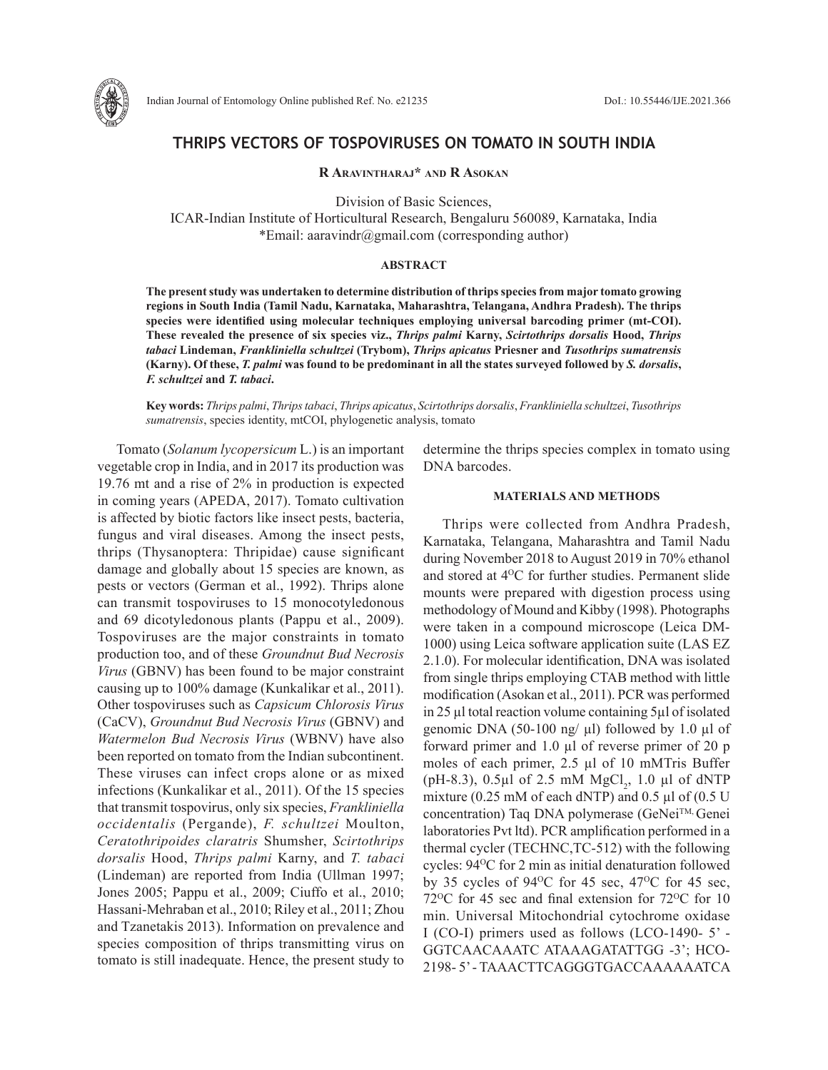# THRIPS VECTORS OF TOSPOVIRUSES ON TOMATO IN SOUTH INDIA

**R Aravintharaj\* and R Asokan**

Division of Basic Sciences,
ICAR-Indian Institute of Horticultural Research, Bengaluru 560089, Karnataka, India
\*Email: aaravindr@gmail.com (corresponding author)

## ABSTRACT

**The present study was undertaken to determine distribution of thrips species from major tomato growing regions in South India (Tamil Nadu, Karnataka, Maharashtra, Telangana, Andhra Pradesh). The thrips species were identified using molecular techniques employing universal barcoding primer (mt-COI). These revealed the presence of six species viz., *Thrips palmi* Karny, *Scirtothrips dorsalis* Hood, *Thrips tabaci* Lindeman, *Frankliniella schultzei* (Trybom), *Thrips apicatus* Priesner and *Tusothrips sumatrensis* (Karny). Of these, *T. palmi* was found to be predominant in all the states surveyed followed by *S. dorsalis*, *F. schultzei* and *T. tabaci*.**

**Key words:** *Thrips palmi*, *Thrips tabaci*, *Thrips apicatus*, *Scirtothrips dorsalis*, *Frankliniella schultzei*, *Tusothrips sumatrensis*, species identity, mtCOI, phylogenetic analysis, tomato

Tomato (*Solanum lycopersicum* L.) is an important vegetable crop in India, and in 2017 its production was 19.76 mt and a rise of 2% in production is expected in coming years (APEDA, 2017). Tomato cultivation is affected by biotic factors like insect pests, bacteria, fungus and viral diseases. Among the insect pests, thrips (Thysanoptera: Thripidae) cause significant damage and globally about 15 species are known, as pests or vectors (German et al., 1992). Thrips alone can transmit tospoviruses to 15 monocotyledonous and 69 dicotyledonous plants (Pappu et al., 2009). Tospoviruses are the major constraints in tomato production too, and of these *Groundnut Bud Necrosis Virus* (GBNV) has been found to be major constraint causing up to 100% damage (Kunkalikar et al., 2011). Other tospoviruses such as *Capsicum Chlorosis Virus* (CaCV), *Groundnut Bud Necrosis Virus* (GBNV) and *Watermelon Bud Necrosis Virus* (WBNV) have also been reported on tomato from the Indian subcontinent. These viruses can infect crops alone or as mixed infections (Kunkalikar et al., 2011). Of the 15 species that transmit tospovirus, only six species, *Frankliniella occidentalis* (Pergande), *F. schultzei* Moulton, *Ceratothripoides claratris* Shumsher, *Scirtothrips dorsalis* Hood, *Thrips palmi* Karny, and *T. tabaci* (Lindeman) are reported from India (Ullman 1997; Jones 2005; Pappu et al., 2009; Ciuffo et al., 2010; Hassani-Mehraban et al., 2010; Riley et al., 2011; Zhou and Tzanetakis 2013). Information on prevalence and species composition of thrips transmitting virus on tomato is still inadequate. Hence, the present study to determine the thrips species complex in tomato using DNA barcodes.

## MATERIALS AND METHODS

Thrips were collected from Andhra Pradesh, Karnataka, Telangana, Maharashtra and Tamil Nadu during November 2018 to August 2019 in 70% ethanol and stored at 4$^{O}$C for further studies. Permanent slide mounts were prepared with digestion process using methodology of Mound and Kibby (1998). Photographs were taken in a compound microscope (Leica DM-1000) using Leica software application suite (LAS EZ 2.1.0). For molecular identification, DNA was isolated from single thrips employing CTAB method with little modification (Asokan et al., 2011). PCR was performed in 25 µl total reaction volume containing 5µl of isolated genomic DNA (50-100 ng/ µl) followed by 1.0 µl of forward primer and 1.0 µl of reverse primer of 20 p moles of each primer, 2.5 µl of 10 mMTris Buffer (pH-8.3), 0.5µl of 2.5 mM $MgCl_2$, 1.0 µl of dNTP mixture (0.25 mM of each dNTP) and 0.5 µl of (0.5 U concentration) Taq DNA polymerase (GeNei™, Genei laboratories Pvt ltd). PCR amplification performed in a thermal cycler (TECHNC,TC-512) with the following cycles: 94$^{O}$C for 2 min as initial denaturation followed by 35 cycles of 94$^{O}$C for 45 sec, 47$^{O}$C for 45 sec, 72$^{O}$C for 45 sec and final extension for 72$^{O}$C for 10 min. Universal Mitochondrial cytochrome oxidase I (CO-I) primers used as follows (LCO-1490- 5' - GGTCAACAAATC ATAAAGATATTGG -3'; HCO-2198- 5' - TAAACTTCAGGGTGACCAAAAAATCA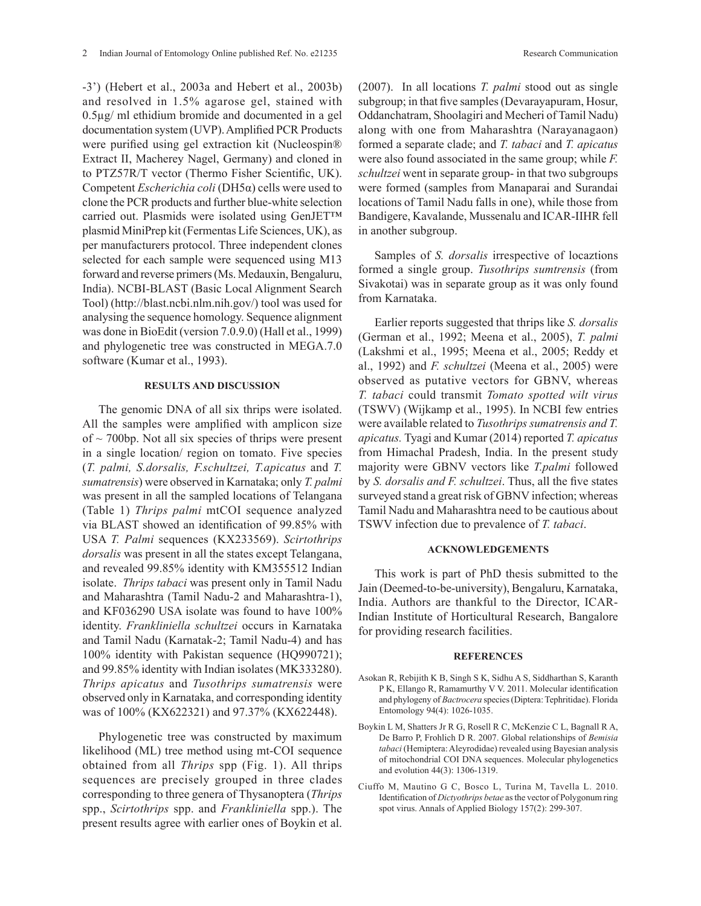-3') (Hebert et al., 2003a and Hebert et al., 2003b) and resolved in 1.5% agarose gel, stained with 0.5µg/ ml ethidium bromide and documented in a gel documentation system (UVP). Amplified PCR Products were purified using gel extraction kit (Nucleospin® Extract II, Macherey Nagel, Germany) and cloned in to PTZ57R/T vector (Thermo Fisher Scientific, UK). Competent *Escherichia coli* (DH5α) cells were used to clone the PCR products and further blue-white selection carried out. Plasmids were isolated using GenJET™ plasmid MiniPrep kit (Fermentas Life Sciences, UK), as per manufacturers protocol. Three independent clones selected for each sample were sequenced using M13 forward and reverse primers (Ms. Medauxin, Bengaluru, India). NCBI-BLAST (Basic Local Alignment Search Tool) (http://blast.ncbi.nlm.nih.gov/) tool was used for analysing the sequence homology. Sequence alignment was done in BioEdit (version 7.0.9.0) (Hall et al., 1999) and phylogenetic tree was constructed in MEGA.7.0 software (Kumar et al., 1993).

## RESULTS AND DISCUSSION

The genomic DNA of all six thrips were isolated. All the samples were amplified with amplicon size of ~ 700bp. Not all six species of thrips were present in a single location/ region on tomato. Five species (*T. palmi, S.dorsalis, F.schultzei, T.apicatus* and *T. sumatrensis*) were observed in Karnataka; only *T. palmi* was present in all the sampled locations of Telangana (Table 1) *Thrips palmi* mtCOI sequence analyzed via BLAST showed an identification of 99.85% with USA *T. Palmi* sequences (KX233569). *Scirtothrips dorsalis* was present in all the states except Telangana, and revealed 99.85% identity with KM355512 Indian isolate. *Thrips tabaci* was present only in Tamil Nadu and Maharashtra (Tamil Nadu-2 and Maharashtra-1), and KF036290 USA isolate was found to have 100% identity. *Frankliniella schultzei* occurs in Karnataka and Tamil Nadu (Karnatak-2; Tamil Nadu-4) and has 100% identity with Pakistan sequence (HQ990721); and 99.85% identity with Indian isolates (MK333280). *Thrips apicatus* and *Tusothrips sumatrensis* were observed only in Karnataka, and corresponding identity was of 100% (KX622321) and 97.37% (KX622448).

Phylogenetic tree was constructed by maximum likelihood (ML) tree method using mt-COI sequence obtained from all *Thrips* spp (Fig. 1). All thrips sequences are precisely grouped in three clades corresponding to three genera of Thysanoptera (*Thrips* spp., *Scirtothrips* spp. and *Frankliniella* spp.). The present results agree with earlier ones of Boykin et al. (2007). In all locations *T. palmi* stood out as single subgroup; in that five samples (Devarayapuram, Hosur, Oddanchatram, Shoolagiri and Mecheri of Tamil Nadu) along with one from Maharashtra (Narayanagaon) formed a separate clade; and *T. tabaci* and *T. apicatus* were also found associated in the same group; while *F. schultzei* went in separate group- in that two subgroups were formed (samples from Manaparai and Surandai locations of Tamil Nadu falls in one), while those from Bandigere, Kavalande, Mussenalu and ICAR-IIHR fell in another subgroup.

Samples of *S. dorsalis* irrespective of locaztions formed a single group. *Tusothrips sumtrensis* (from Sivakotai) was in separate group as it was only found from Karnataka.

Earlier reports suggested that thrips like *S. dorsalis* (German et al., 1992; Meena et al., 2005), *T. palmi* (Lakshmi et al., 1995; Meena et al., 2005; Reddy et al., 1992) and *F. schultzei* (Meena et al., 2005) were observed as putative vectors for GBNV, whereas *T. tabaci* could transmit *Tomato spotted wilt virus* (TSWV) (Wijkamp et al., 1995). In NCBI few entries were available related to *Tusothrips sumatrensis and T. apicatus.* Tyagi and Kumar (2014) reported *T. apicatus* from Himachal Pradesh, India. In the present study majority were GBNV vectors like *T.palmi* followed by *S. dorsalis and F. schultzei*. Thus, all the five states surveyed stand a great risk of GBNV infection; whereas Tamil Nadu and Maharashtra need to be cautious about TSWV infection due to prevalence of *T. tabaci*.

## ACKNOWLEDGEMENTS

This work is part of PhD thesis submitted to the Jain (Deemed-to-be-university), Bengaluru, Karnataka, India. Authors are thankful to the Director, ICAR-Indian Institute of Horticultural Research, Bangalore for providing research facilities.

## REFERENCES

Asokan R, Rebijith K B, Singh S K, Sidhu A S, Siddharthan S, Karanth P K, Ellango R, Ramamurthy V V. 2011. Molecular identification and phylogeny of *Bactrocera* species (Diptera: Tephritidae). Florida Entomology 94(4): 1026-1035.

Boykin L M, Shatters Jr R G, Rosell R C, McKenzie C L, Bagnall R A, De Barro P, Frohlich D R. 2007. Global relationships of *Bemisia tabaci* (Hemiptera: Aleyrodidae) revealed using Bayesian analysis of mitochondrial COI DNA sequences. Molecular phylogenetics and evolution 44(3): 1306-1319.

Ciuffo M, Mautino G C, Bosco L, Turina M, Tavella L. 2010. Identification of *Dictyothrips betae* as the vector of Polygonum ring spot virus. Annals of Applied Biology 157(2): 299-307.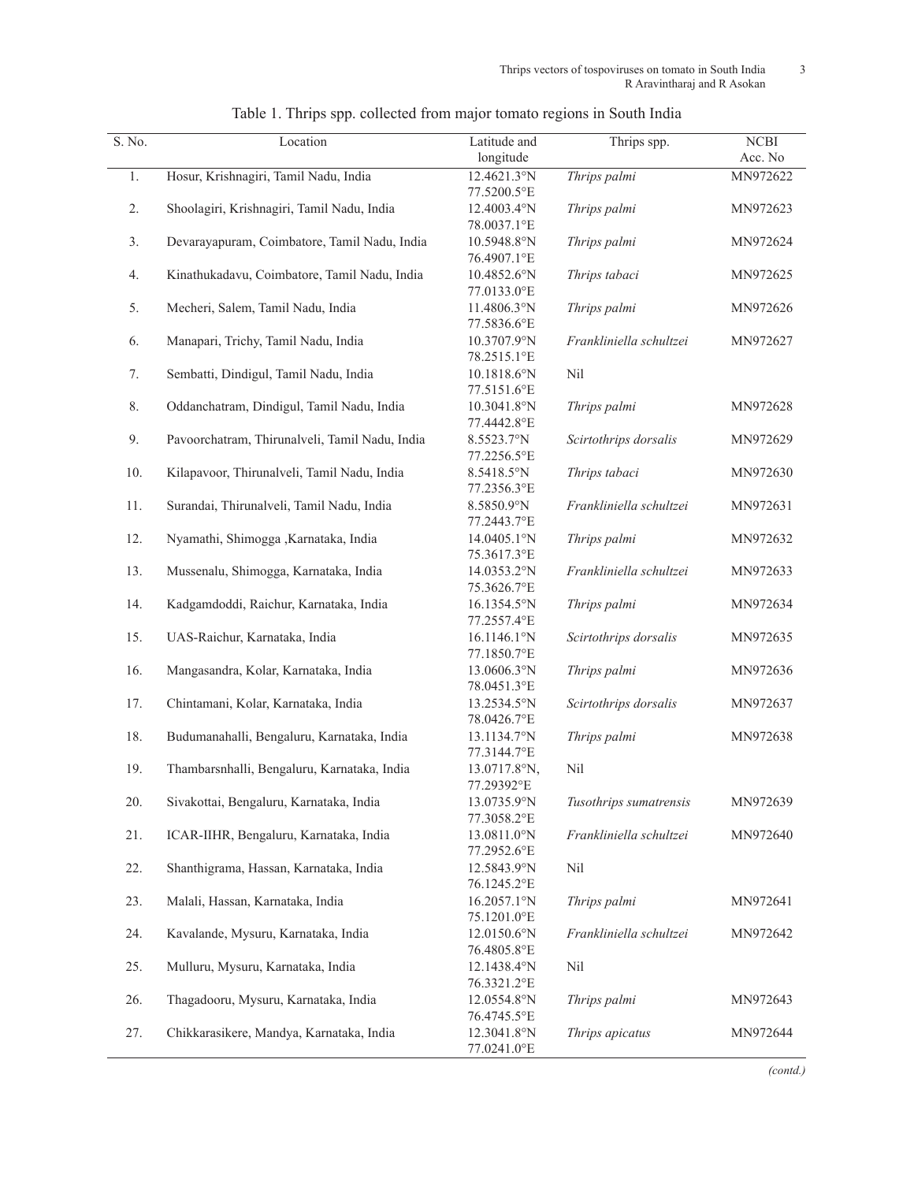Table 1. Thrips spp. collected from major tomato regions in South India

| S. No. | Location | Latitude and longitude | Thrips spp. | NCBI Acc. No |
|---|---|---|---|---|
| 1. | Hosur, Krishnagiri, Tamil Nadu, India | 12.4621.3°N 77.5200.5°E | *Thrips palmi* | MN972622 |
| 2. | Shoolagiri, Krishnagiri, Tamil Nadu, India | 12.4003.4°N 78.0037.1°E | *Thrips palmi* | MN972623 |
| 3. | Devarayapuram, Coimbatore, Tamil Nadu, India | 10.5948.8°N 76.4907.1°E | *Thrips palmi* | MN972624 |
| 4. | Kinathukadavu, Coimbatore, Tamil Nadu, India | 10.4852.6°N 77.0133.0°E | *Thrips tabaci* | MN972625 |
| 5. | Mecheri, Salem, Tamil Nadu, India | 11.4806.3°N 77.5836.6°E | *Thrips palmi* | MN972626 |
| 6. | Manapari, Trichy, Tamil Nadu, India | 10.3707.9°N 78.2515.1°E | *Frankliniella schultzei* | MN972627 |
| 7. | Sembatti, Dindigul, Tamil Nadu, India | 10.1818.6°N 77.5151.6°E | Nil | |
| 8. | Oddanchatram, Dindigul, Tamil Nadu, India | 10.3041.8°N 77.4442.8°E | *Thrips palmi* | MN972628 |
| 9. | Pavoorchatram, Thirunalveli, Tamil Nadu, India | 8.5523.7°N 77.2256.5°E | *Scirtothrips dorsalis* | MN972629 |
| 10. | Kilapavoor, Thirunalveli, Tamil Nadu, India | 8.5418.5°N 77.2356.3°E | *Thrips tabaci* | MN972630 |
| 11. | Surandai, Thirunalveli, Tamil Nadu, India | 8.5850.9°N 77.2443.7°E | *Frankliniella schultzei* | MN972631 |
| 12. | Nyamathi, Shimogga ,Karnataka, India | 14.0405.1°N 75.3617.3°E | *Thrips palmi* | MN972632 |
| 13. | Mussenalu, Shimogga, Karnataka, India | 14.0353.2°N 75.3626.7°E | *Frankliniella schultzei* | MN972633 |
| 14. | Kadgamdoddi, Raichur, Karnataka, India | 16.1354.5°N 77.2557.4°E | *Thrips palmi* | MN972634 |
| 15. | UAS-Raichur, Karnataka, India | 16.1146.1°N 77.1850.7°E | *Scirtothrips dorsalis* | MN972635 |
| 16. | Mangasandra, Kolar, Karnataka, India | 13.0606.3°N 78.0451.3°E | *Thrips palmi* | MN972636 |
| 17. | Chintamani, Kolar, Karnataka, India | 13.2534.5°N 78.0426.7°E | *Scirtothrips dorsalis* | MN972637 |
| 18. | Budumanahalli, Bengaluru, Karnataka, India | 13.1134.7°N 77.3144.7°E | *Thrips palmi* | MN972638 |
| 19. | Thambarsnhalli, Bengaluru, Karnataka, India | 13.0717.8°N, 77.29392°E | Nil | |
| 20. | Sivakottai, Bengaluru, Karnataka, India | 13.0735.9°N 77.3058.2°E | *Tusothrips sumatrensis* | MN972639 |
| 21. | ICAR-IIHR, Bengaluru, Karnataka, India | 13.0811.0°N 77.2952.6°E | *Frankliniella schultzei* | MN972640 |
| 22. | Shanthigrama, Hassan, Karnataka, India | 12.5843.9°N 76.1245.2°E | Nil | |
| 23. | Malali, Hassan, Karnataka, India | 16.2057.1°N 75.1201.0°E | *Thrips palmi* | MN972641 |
| 24. | Kavalande, Mysuru, Karnataka, India | 12.0150.6°N 76.4805.8°E | *Frankliniella schultzei* | MN972642 |
| 25. | Mulluru, Mysuru, Karnataka, India | 12.1438.4°N 76.3321.2°E | Nil | |
| 26. | Thagadooru, Mysuru, Karnataka, India | 12.0554.8°N 76.4745.5°E | *Thrips palmi* | MN972643 |
| 27. | Chikkarasikere, Mandya, Karnataka, India | 12.3041.8°N 77.0241.0°E | *Thrips apicatus* | MN972644 |

*(contd.)*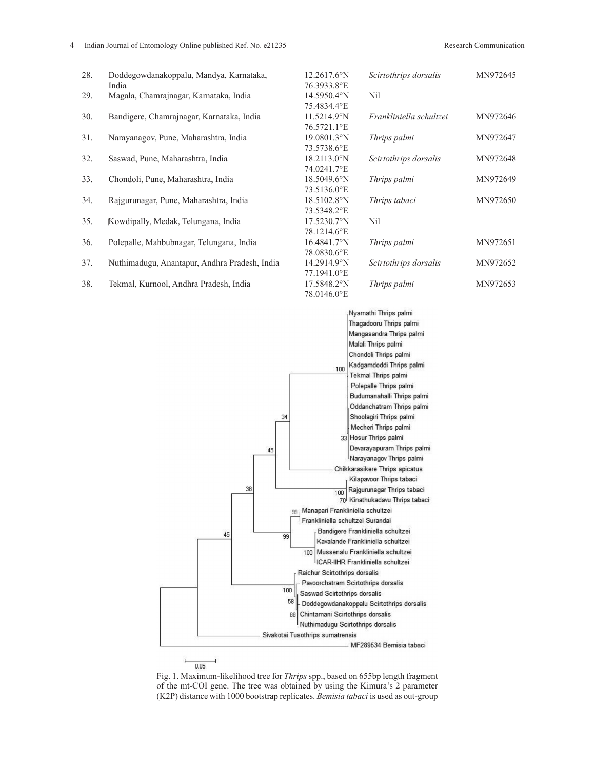| 28. | Doddegowdanakoppalu, Mandya, Karnataka, India | 12.2617.6°N 76.3933.8°E | *Scirtothrips dorsalis* | MN972645 |
|---|---|---|---|---|
| 29. | Magala, Chamrajnagar, Karnataka, India | 14.5950.4°N 75.4834.4°E | Nil | |
| 30. | Bandigere, Chamrajnagar, Karnataka, India | 11.5214.9°N 76.5721.1°E | *Frankliniella schultzei* | MN972646 |
| 31. | Narayanagov, Pune, Maharashtra, India | 19.0801.3°N 73.5738.6°E | *Thrips palmi* | MN972647 |
| 32. | Saswad, Pune, Maharashtra, India | 18.2113.0°N 74.0241.7°E | *Scirtothrips dorsalis* | MN972648 |
| 33. | Chondoli, Pune, Maharashtra, India | 18.5049.6°N 73.5136.0°E | *Thrips palmi* | MN972649 |
| 34. | Rajgurunagar, Pune, Maharashtra, India | 18.5102.8°N 73.5348.2°E | *Thrips tabaci* | MN972650 |
| 35. | Kowdipally, Medak, Telungana, India | 17.5230.7°N 78.1214.6°E | Nil | |
| 36. | Polepalle, Mahbubnagar, Telungana, India | 16.4841.7°N 78.0830.6°E | *Thrips palmi* | MN972651 |
| 37. | Nuthimadugu, Anantapur, Andhra Pradesh, India | 14.2914.9°N 77.1941.0°E | *Scirtothrips dorsalis* | MN972652 |
| 38. | Tekmal, Kurnool, Andhra Pradesh, India | 17.5848.2°N 78.0146.0°E | *Thrips palmi* | MN972653 |

Fig. 1. Maximum-likelihood tree for *Thrips* spp., based on 655bp length fragment of the mt-COI gene. The tree was obtained by using the Kimura's 2 parameter (K2P) distance with 1000 bootstrap replicates. *Bemisia tabaci* is used as out-group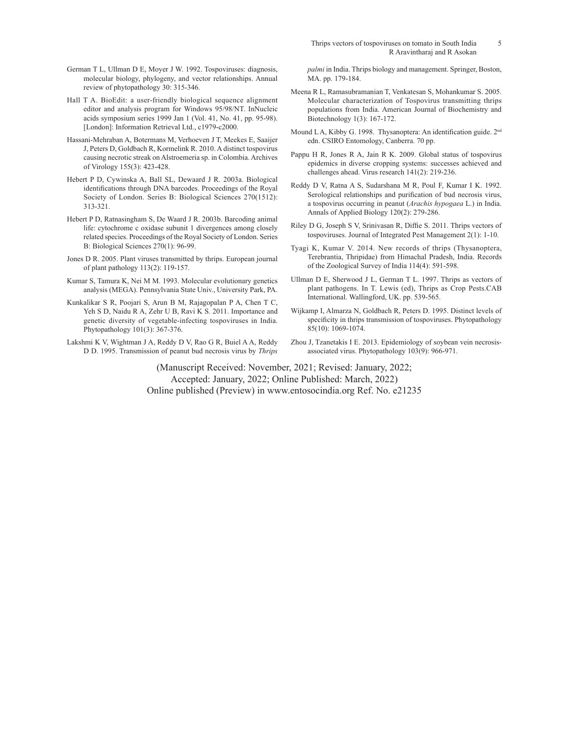German T L, Ullman D E, Moyer J W. 1992. Tospoviruses: diagnosis, molecular biology, phylogeny, and vector relationships. Annual review of phytopathology 30: 315-346.

Hall T A. BioEdit: a user-friendly biological sequence alignment editor and analysis program for Windows 95/98/NT. InNucleic acids symposium series 1999 Jan 1 (Vol. 41, No. 41, pp. 95-98). [London]: Information Retrieval Ltd., c1979-c2000.

Hassani-Mehraban A, Botermans M, Verhoeven J T, Meekes E, Saaijer J, Peters D, Goldbach R, Kormelink R. 2010. A distinct tospovirus causing necrotic streak on Alstroemeria sp. in Colombia. Archives of Virology 155(3): 423-428.

Hebert P D, Cywinska A, Ball SL, Dewaard J R. 2003a. Biological identifications through DNA barcodes. Proceedings of the Royal Society of London. Series B: Biological Sciences 270(1512): 313-321.

Hebert P D, Ratnasingham S, De Waard J R. 2003b. Barcoding animal life: cytochrome c oxidase subunit 1 divergences among closely related species. Proceedings of the Royal Society of London. Series B: Biological Sciences 270(1): 96-99.

Jones D R. 2005. Plant viruses transmitted by thrips. European journal of plant pathology 113(2): 119-157.

Kumar S, Tamura K, Nei M M. 1993. Molecular evolutionary genetics analysis (MEGA). Pennsylvania State Univ., University Park, PA.

Kunkalikar S R, Poojari S, Arun B M, Rajagopalan P A, Chen T C, Yeh S D, Naidu R A, Zehr U B, Ravi K S. 2011. Importance and genetic diversity of vegetable-infecting tospoviruses in India. Phytopathology 101(3): 367-376.

Lakshmi K V, Wightman J A, Reddy D V, Rao G R, Buiel A A, Reddy D D. 1995. Transmission of peanut bud necrosis virus by *Thrips palmi* in India. Thrips biology and management. Springer, Boston, MA. pp. 179-184.

Meena R L, Ramasubramanian T, Venkatesan S, Mohankumar S. 2005. Molecular characterization of Tospovirus transmitting thrips populations from India. American Journal of Biochemistry and Biotechnology 1(3): 167-172.

Mound L A, Kibby G. 1998. Thysanoptera: An identification guide. 2nd edn. CSIRO Entomology, Canberra. 70 pp.

Pappu H R, Jones R A, Jain R K. 2009. Global status of tospovirus epidemics in diverse cropping systems: successes achieved and challenges ahead. Virus research 141(2): 219-236.

Reddy D V, Ratna A S, Sudarshana M R, Poul F, Kumar I K. 1992. Serological relationships and purification of bud necrosis virus, a tospovirus occurring in peanut (*Arachis hypogaea* L.) in India. Annals of Applied Biology 120(2): 279-286.

Riley D G, Joseph S V, Srinivasan R, Diffie S. 2011. Thrips vectors of tospoviruses. Journal of Integrated Pest Management 2(1): 1-10.

Tyagi K, Kumar V. 2014. New records of thrips (Thysanoptera, Terebrantia, Thripidae) from Himachal Pradesh, India. Records of the Zoological Survey of India 114(4): 591-598.

Ullman D E, Sherwood J L, German T L. 1997. Thrips as vectors of plant pathogens. In T. Lewis (ed), Thrips as Crop Pests.CAB International. Wallingford, UK. pp. 539-565.

Wijkamp I, Almarza N, Goldbach R, Peters D. 1995. Distinct levels of specificity in thrips transmission of tospoviruses. Phytopathology 85(10): 1069-1074.

Zhou J, Tzanetakis I E. 2013. Epidemiology of soybean vein necrosis-associated virus. Phytopathology 103(9): 966-971.

(Manuscript Received: November, 2021; Revised: January, 2022; Accepted: January, 2022; Online Published: March, 2022)
Online published (Preview) in www.entosocindia.org Ref. No. e21235